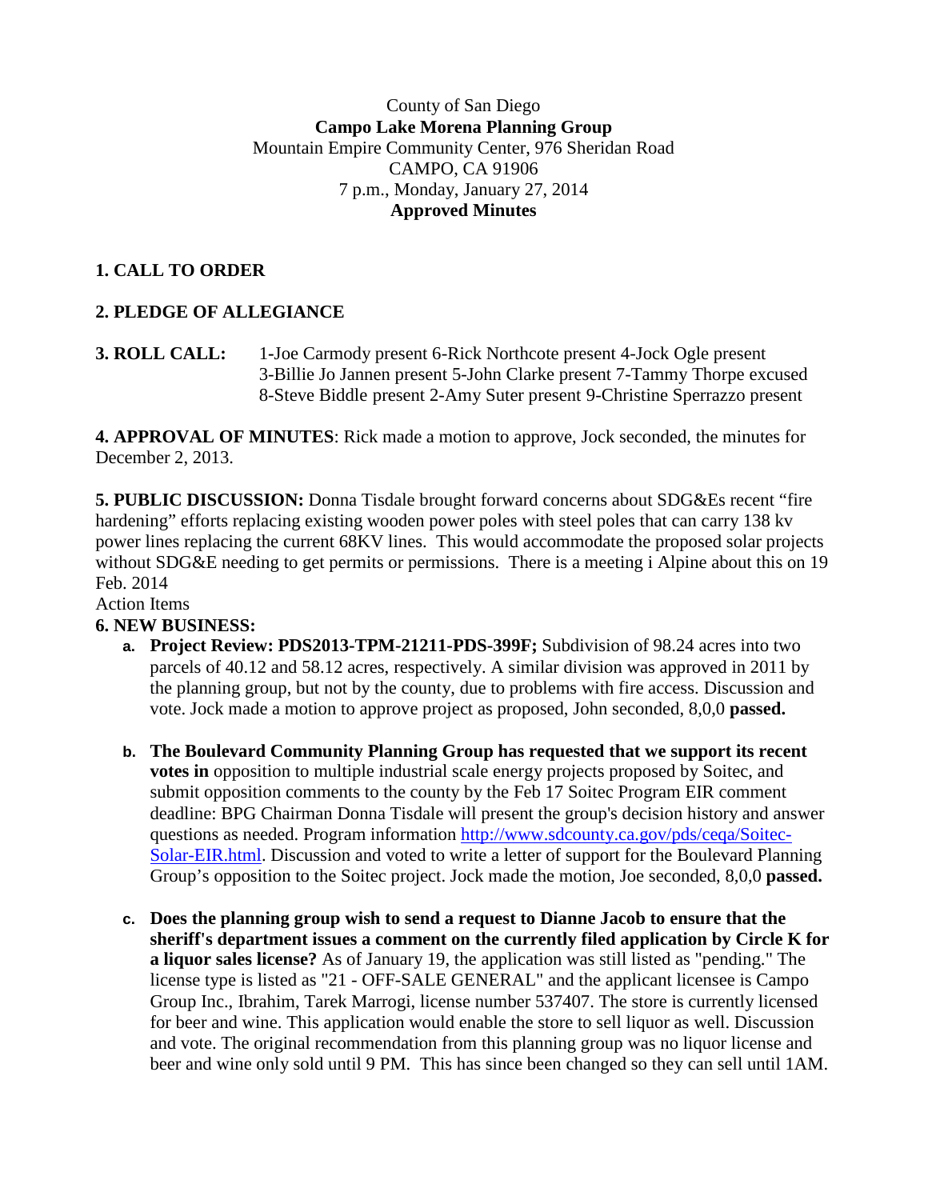County of San Diego
**Campo Lake Morena Planning Group**
Mountain Empire Community Center, 976 Sheridan Road
CAMPO, CA 91906
7 p.m., Monday, January 27, 2014
**Approved Minutes**

## 1. CALL TO ORDER

## 2. PLEDGE OF ALLEGIANCE

**3. ROLL CALL:** 1-Joe Carmody present 6-Rick Northcote present 4-Jock Ogle present
3-Billie Jo Jannen present 5-John Clarke present 7-Tammy Thorpe excused
8-Steve Biddle present 2-Amy Suter present 9-Christine Sperrazzo present

**4. APPROVAL OF MINUTES**: Rick made a motion to approve, Jock seconded, the minutes for December 2, 2013.

**5. PUBLIC DISCUSSION:** Donna Tisdale brought forward concerns about SDG&Es recent "fire hardening" efforts replacing existing wooden power poles with steel poles that can carry 138 kv power lines replacing the current 68KV lines. This would accommodate the proposed solar projects without SDG&E needing to get permits or permissions. There is a meeting i Alpine about this on 19 Feb. 2014

Action Items

**6. NEW BUSINESS:**

a. **Project Review: PDS2013-TPM-21211-PDS-399F;** Subdivision of 98.24 acres into two parcels of 40.12 and 58.12 acres, respectively. A similar division was approved in 2011 by the planning group, but not by the county, due to problems with fire access. Discussion and vote. Jock made a motion to approve project as proposed, John seconded, 8,0,0 **passed.**

b. **The Boulevard Community Planning Group has requested that we support its recent votes in** opposition to multiple industrial scale energy projects proposed by Soitec, and submit opposition comments to the county by the Feb 17 Soitec Program EIR comment deadline: BPG Chairman Donna Tisdale will present the group's decision history and answer questions as needed. Program information [http://www.sdcounty.ca.gov/pds/ceqa/Soitec-Solar-EIR.html](http://www.sdcounty.ca.gov/pds/ceqa/Soitec-Solar-EIR.html). Discussion and voted to write a letter of support for the Boulevard Planning Group's opposition to the Soitec project. Jock made the motion, Joe seconded, 8,0,0 **passed.**

c. **Does the planning group wish to send a request to Dianne Jacob to ensure that the sheriff's department issues a comment on the currently filed application by Circle K for a liquor sales license?** As of January 19, the application was still listed as "pending." The license type is listed as "21 - OFF-SALE GENERAL" and the applicant licensee is Campo Group Inc., Ibrahim, Tarek Marrogi, license number 537407. The store is currently licensed for beer and wine. This application would enable the store to sell liquor as well. Discussion and vote. The original recommendation from this planning group was no liquor license and beer and wine only sold until 9 PM. This has since been changed so they can sell until 1AM.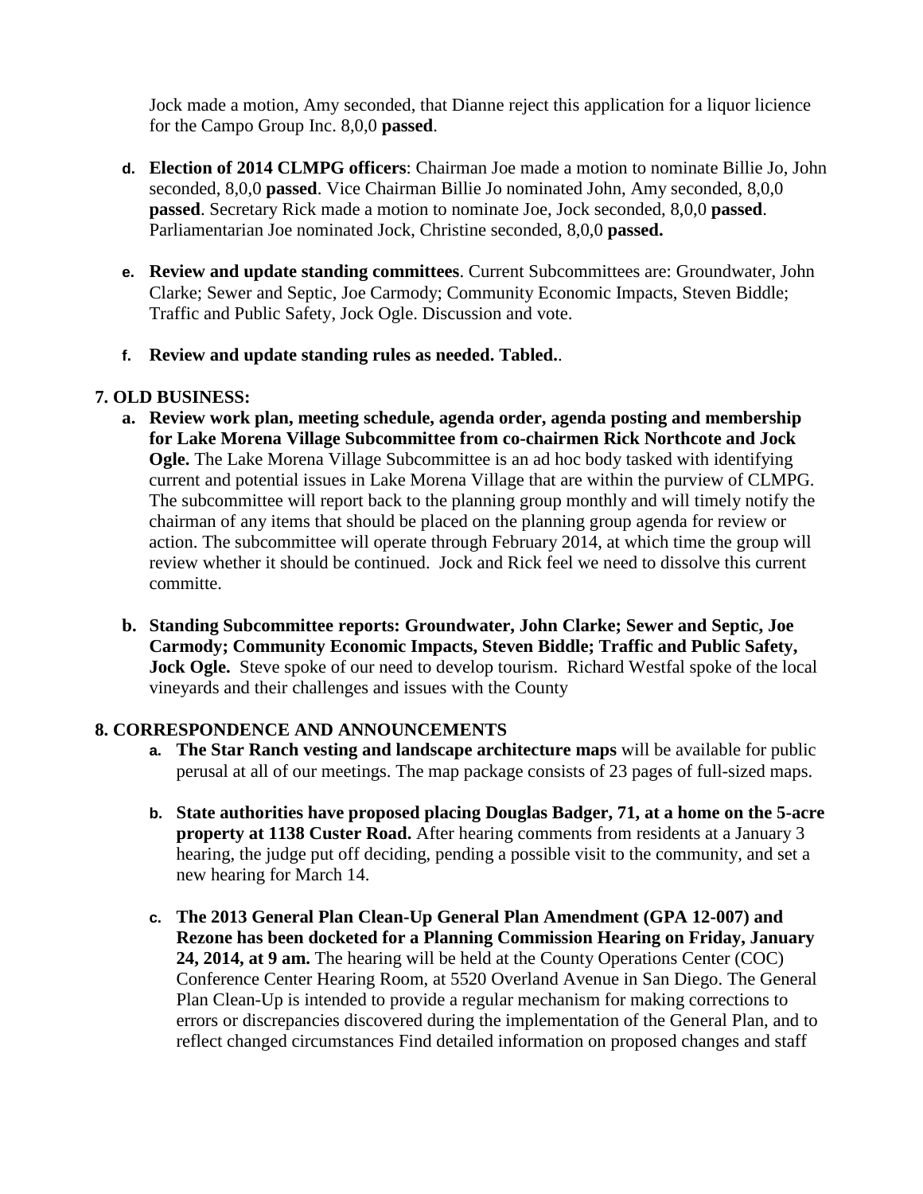Jock made a motion, Amy seconded, that Dianne reject this application for a liquor licience for the Campo Group Inc. 8,0,0 **passed**.

d. **Election of 2014 CLMPG officers**: Chairman Joe made a motion to nominate Billie Jo, John seconded, 8,0,0 **passed**. Vice Chairman Billie Jo nominated John, Amy seconded, 8,0,0 **passed**. Secretary Rick made a motion to nominate Joe, Jock seconded, 8,0,0 **passed**. Parliamentarian Joe nominated Jock, Christine seconded, 8,0,0 **passed.**

e. **Review and update standing committees**. Current Subcommittees are: Groundwater, John Clarke; Sewer and Septic, Joe Carmody; Community Economic Impacts, Steven Biddle; Traffic and Public Safety, Jock Ogle. Discussion and vote.

f. **Review and update standing rules as needed. Tabled.**.

## 7. OLD BUSINESS:

a. **Review work plan, meeting schedule, agenda order, agenda posting and membership for Lake Morena Village Subcommittee from co-chairmen Rick Northcote and Jock Ogle.** The Lake Morena Village Subcommittee is an ad hoc body tasked with identifying current and potential issues in Lake Morena Village that are within the purview of CLMPG. The subcommittee will report back to the planning group monthly and will timely notify the chairman of any items that should be placed on the planning group agenda for review or action. The subcommittee will operate through February 2014, at which time the group will review whether it should be continued. Jock and Rick feel we need to dissolve this current committe.

b. **Standing Subcommittee reports: Groundwater, John Clarke; Sewer and Septic, Joe Carmody; Community Economic Impacts, Steven Biddle; Traffic and Public Safety, Jock Ogle.** Steve spoke of our need to develop tourism. Richard Westfal spoke of the local vineyards and their challenges and issues with the County

## 8. CORRESPONDENCE AND ANNOUNCEMENTS

a. **The Star Ranch vesting and landscape architecture maps** will be available for public perusal at all of our meetings. The map package consists of 23 pages of full-sized maps.

b. **State authorities have proposed placing Douglas Badger, 71, at a home on the 5-acre property at 1138 Custer Road.** After hearing comments from residents at a January 3 hearing, the judge put off deciding, pending a possible visit to the community, and set a new hearing for March 14.

c. **The 2013 General Plan Clean-Up General Plan Amendment (GPA 12-007) and Rezone has been docketed for a Planning Commission Hearing on Friday, January 24, 2014, at 9 am.** The hearing will be held at the County Operations Center (COC) Conference Center Hearing Room, at 5520 Overland Avenue in San Diego. The General Plan Clean-Up is intended to provide a regular mechanism for making corrections to errors or discrepancies discovered during the implementation of the General Plan, and to reflect changed circumstances Find detailed information on proposed changes and staff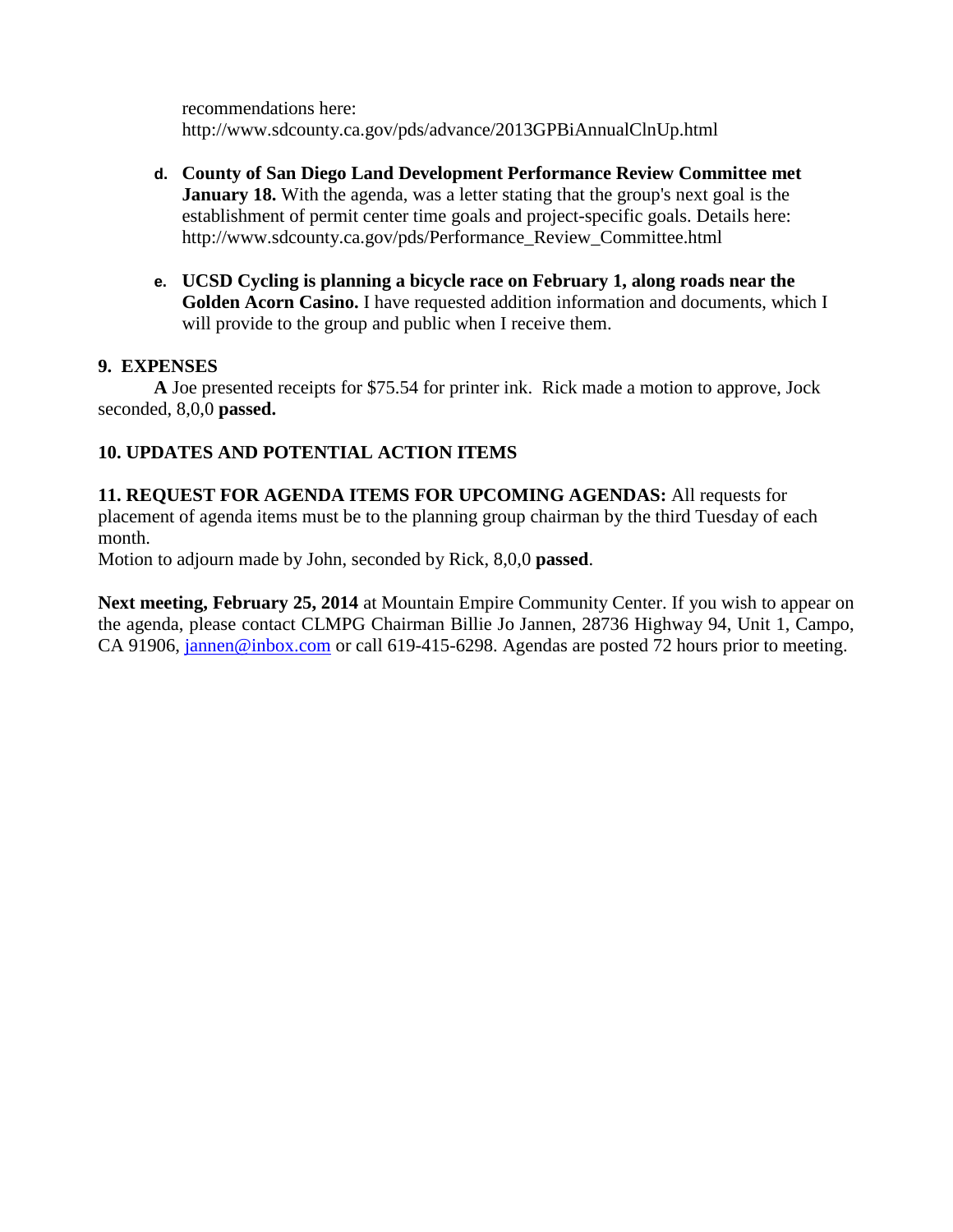recommendations here:
http://www.sdcounty.ca.gov/pds/advance/2013GPBiAnnualClnUp.html

d. **County of San Diego Land Development Performance Review Committee met January 18.** With the agenda, was a letter stating that the group's next goal is the establishment of permit center time goals and project-specific goals. Details here: http://www.sdcounty.ca.gov/pds/Performance_Review_Committee.html

e. **UCSD Cycling is planning a bicycle race on February 1, along roads near the Golden Acorn Casino.** I have requested addition information and documents, which I will provide to the group and public when I receive them.

**9. EXPENSES**

**A** Joe presented receipts for $75.54 for printer ink. Rick made a motion to approve, Jock seconded, 8,0,0 **passed.**

**10. UPDATES AND POTENTIAL ACTION ITEMS**

**11. REQUEST FOR AGENDA ITEMS FOR UPCOMING AGENDAS:** All requests for placement of agenda items must be to the planning group chairman by the third Tuesday of each month.

Motion to adjourn made by John, seconded by Rick, 8,0,0 **passed**.

**Next meeting, February 25, 2014** at Mountain Empire Community Center. If you wish to appear on the agenda, please contact CLMPG Chairman Billie Jo Jannen, 28736 Highway 94, Unit 1, Campo, CA 91906, jannen@inbox.com or call 619-415-6298. Agendas are posted 72 hours prior to meeting.